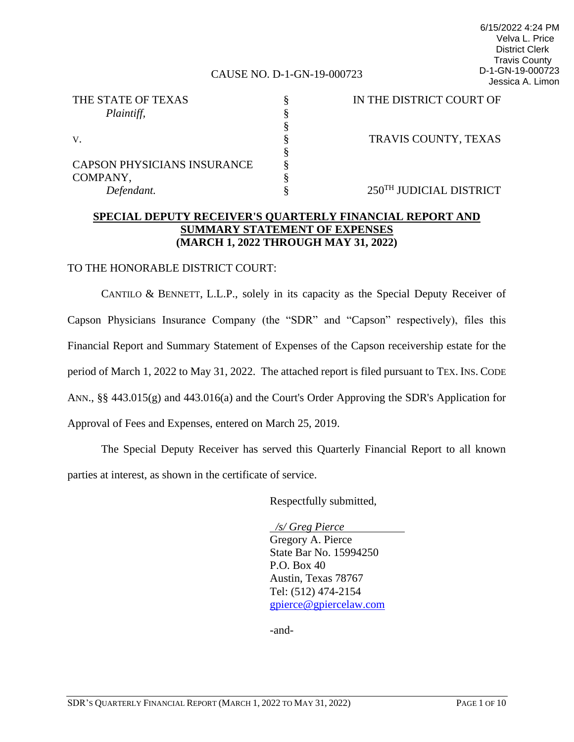6/15/2022 4:24 PM
Velva L. Price
District Clerk
Travis County
D-1-GN-19-000723
Jessica A. Limon

CAUSE NO. D-1-GN-19-000723

| | | |
|---|---|---|
| THE STATE OF TEXAS | § | IN THE DISTRICT COURT OF |
| *Plaintiff,* | § | |
| | § | |
| V. | § | TRAVIS COUNTY, TEXAS |
| | § | |
| CAPSON PHYSICIANS INSURANCE | § | |
| COMPANY, | § | |
| *Defendant.* | § | 250[TH] JUDICIAL DISTRICT |

**SPECIAL DEPUTY RECEIVER'S QUARTERLY FINANCIAL REPORT AND SUMMARY STATEMENT OF EXPENSES (MARCH 1, 2022 THROUGH MAY 31, 2022)**

TO THE HONORABLE DISTRICT COURT:

CANTILO & BENNETT, L.L.P., solely in its capacity as the Special Deputy Receiver of Capson Physicians Insurance Company (the "SDR" and "Capson" respectively), files this Financial Report and Summary Statement of Expenses of the Capson receivership estate for the period of March 1, 2022 to May 31, 2022. The attached report is filed pursuant to TEX. INS. CODE ANN., §§ 443.015(g) and 443.016(a) and the Court's Order Approving the SDR's Application for Approval of Fees and Expenses, entered on March 25, 2019.

The Special Deputy Receiver has served this Quarterly Financial Report to all known parties at interest, as shown in the certificate of service.

Respectfully submitted,

*/s/ Greg Pierce*
Gregory A. Pierce
State Bar No. 15994250
P.O. Box 40
Austin, Texas 78767
Tel: (512) 474-2154
gpierce@gpiercelaw.com

-and-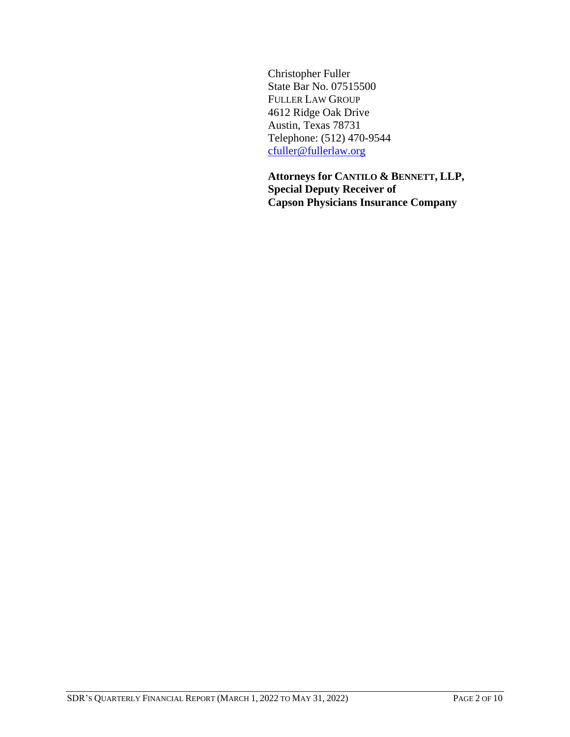Christopher Fuller
State Bar No. 07515500
FULLER LAW GROUP
4612 Ridge Oak Drive
Austin, Texas 78731
Telephone: (512) 470-9544
[cfuller@fullerlaw.org](mailto:cfuller@fullerlaw.org)

**Attorneys for CANTILO & BENNETT, LLP,**
**Special Deputy Receiver of**
**Capson Physicians Insurance Company**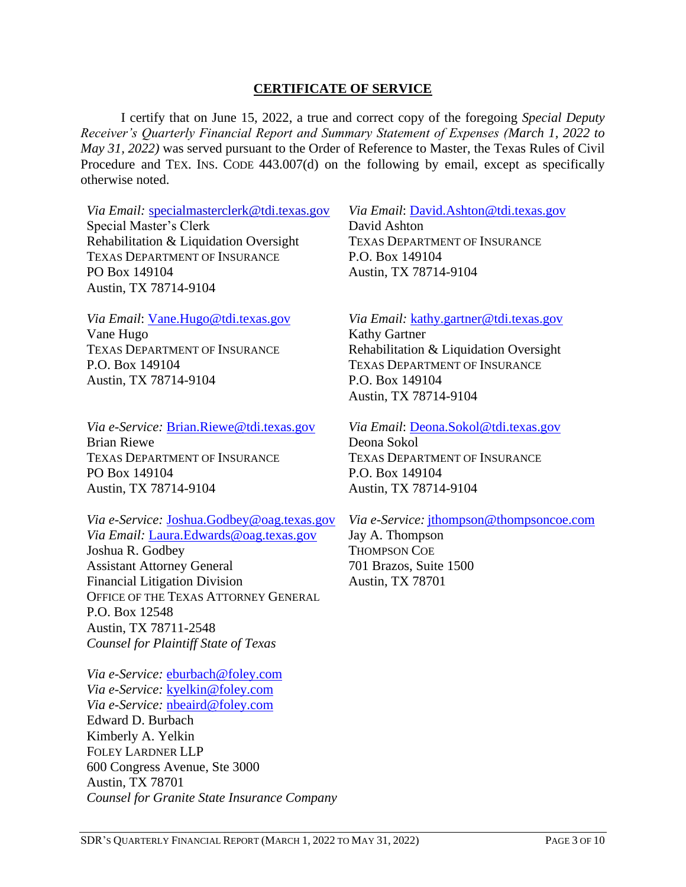## CERTIFICATE OF SERVICE

I certify that on June 15, 2022, a true and correct copy of the foregoing *Special Deputy Receiver's Quarterly Financial Report and Summary Statement of Expenses (March 1, 2022 to May 31, 2022)* was served pursuant to the Order of Reference to Master, the Texas Rules of Civil Procedure and TEX. INS. CODE 443.007(d) on the following by email, except as specifically otherwise noted.

*Via Email:* specialmasterclerk@tdi.texas.gov
Special Master's Clerk
Rehabilitation & Liquidation Oversight
TEXAS DEPARTMENT OF INSURANCE
PO Box 149104
Austin, TX 78714-9104

*Via Email*: David.Ashton@tdi.texas.gov
David Ashton
TEXAS DEPARTMENT OF INSURANCE
P.O. Box 149104
Austin, TX 78714-9104

*Via Email*: Vane.Hugo@tdi.texas.gov
Vane Hugo
TEXAS DEPARTMENT OF INSURANCE
P.O. Box 149104
Austin, TX 78714-9104

*Via Email:* kathy.gartner@tdi.texas.gov
Kathy Gartner
Rehabilitation & Liquidation Oversight
TEXAS DEPARTMENT OF INSURANCE
P.O. Box 149104
Austin, TX 78714-9104

*Via e-Service:* Brian.Riewe@tdi.texas.gov
Brian Riewe
TEXAS DEPARTMENT OF INSURANCE
PO Box 149104
Austin, TX 78714-9104

*Via Email*: Deona.Sokol@tdi.texas.gov
Deona Sokol
TEXAS DEPARTMENT OF INSURANCE
P.O. Box 149104
Austin, TX 78714-9104

*Via e-Service:* Joshua.Godbey@oag.texas.gov
*Via Email:* Laura.Edwards@oag.texas.gov
Joshua R. Godbey
Assistant Attorney General
Financial Litigation Division
OFFICE OF THE TEXAS ATTORNEY GENERAL
P.O. Box 12548
Austin, TX 78711-2548
*Counsel for Plaintiff State of Texas*

*Via e-Service:* jthompson@thompsoncoe.com
Jay A. Thompson
THOMPSON COE
701 Brazos, Suite 1500
Austin, TX 78701

*Via e-Service:* eburbach@foley.com
*Via e-Service:* kyelkin@foley.com
*Via e-Service:* nbeaird@foley.com
Edward D. Burbach
Kimberly A. Yelkin
FOLEY LARDNER LLP
600 Congress Avenue, Ste 3000
Austin, TX 78701
*Counsel for Granite State Insurance Company*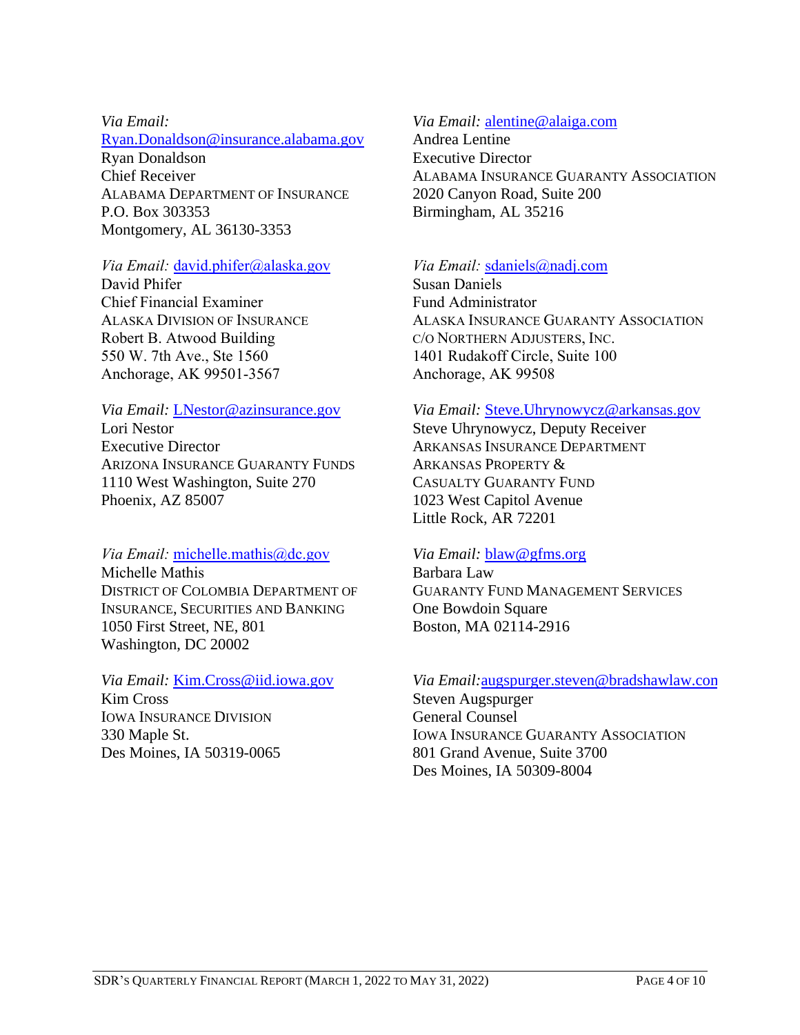*Via Email:* Ryan.Donaldson@insurance.alabama.gov
Ryan Donaldson
Chief Receiver
ALABAMA DEPARTMENT OF INSURANCE
P.O. Box 303353
Montgomery, AL 36130-3353

*Via Email:* alentine@alaiga.com
Andrea Lentine
Executive Director
ALABAMA INSURANCE GUARANTY ASSOCIATION
2020 Canyon Road, Suite 200
Birmingham, AL 35216

*Via Email:* david.phifer@alaska.gov
David Phifer
Chief Financial Examiner
ALASKA DIVISION OF INSURANCE
Robert B. Atwood Building
550 W. 7th Ave., Ste 1560
Anchorage, AK 99501-3567

*Via Email:* sdaniels@nadj.com
Susan Daniels
Fund Administrator
ALASKA INSURANCE GUARANTY ASSOCIATION
C/O NORTHERN ADJUSTERS, INC.
1401 Rudakoff Circle, Suite 100
Anchorage, AK 99508

*Via Email:* LNestor@azinsurance.gov
Lori Nestor
Executive Director
ARIZONA INSURANCE GUARANTY FUNDS
1110 West Washington, Suite 270
Phoenix, AZ 85007

*Via Email:* Steve.Uhrynowycz@arkansas.gov
Steve Uhrynowycz, Deputy Receiver
ARKANSAS INSURANCE DEPARTMENT
ARKANSAS PROPERTY &
CASUALTY GUARANTY FUND
1023 West Capitol Avenue
Little Rock, AR 72201

*Via Email:* michelle.mathis@dc.gov
Michelle Mathis
DISTRICT OF COLOMBIA DEPARTMENT OF INSURANCE, SECURITIES AND BANKING
1050 First Street, NE, 801
Washington, DC 20002

*Via Email:* blaw@gfms.org
Barbara Law
GUARANTY FUND MANAGEMENT SERVICES
One Bowdoin Square
Boston, MA 02114-2916

*Via Email:* Kim.Cross@iid.iowa.gov
Kim Cross
IOWA INSURANCE DIVISION
330 Maple St.
Des Moines, IA 50319-0065

*Via Email:* augspurger.steven@bradshawlaw.con
Steven Augspurger
General Counsel
IOWA INSURANCE GUARANTY ASSOCIATION
801 Grand Avenue, Suite 3700
Des Moines, IA 50309-8004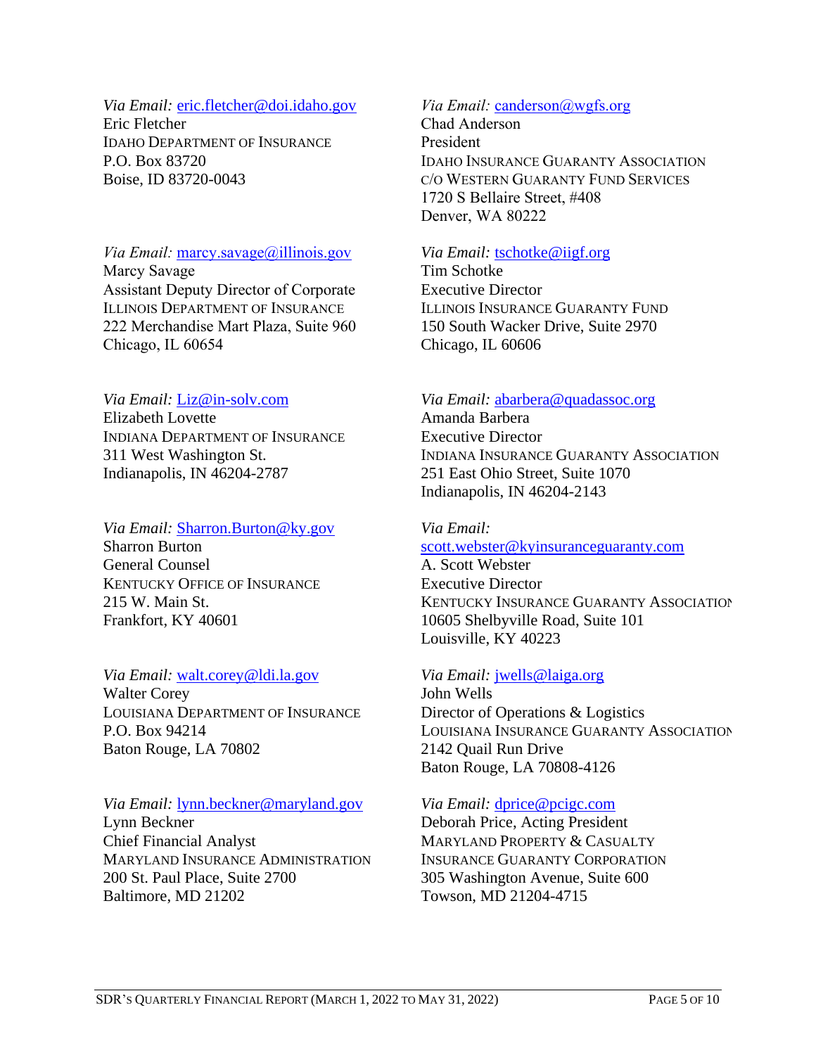*Via Email:* eric.fletcher@doi.idaho.gov
Eric Fletcher
IDAHO DEPARTMENT OF INSURANCE
P.O. Box 83720
Boise, ID 83720-0043

*Via Email:* canderson@wgfs.org
Chad Anderson
President
IDAHO INSURANCE GUARANTY ASSOCIATION
C/O WESTERN GUARANTY FUND SERVICES
1720 S Bellaire Street, #408
Denver, WA 80222

*Via Email:* marcy.savage@illinois.gov
Marcy Savage
Assistant Deputy Director of Corporate
ILLINOIS DEPARTMENT OF INSURANCE
222 Merchandise Mart Plaza, Suite 960
Chicago, IL 60654

*Via Email:* tschotke@iigf.org
Tim Schotke
Executive Director
ILLINOIS INSURANCE GUARANTY FUND
150 South Wacker Drive, Suite 2970
Chicago, IL 60606

*Via Email:* Liz@in-solv.com
Elizabeth Lovette
INDIANA DEPARTMENT OF INSURANCE
311 West Washington St.
Indianapolis, IN 46204-2787

*Via Email:* abarbera@quadassoc.org
Amanda Barbera
Executive Director
INDIANA INSURANCE GUARANTY ASSOCIATION
251 East Ohio Street, Suite 1070
Indianapolis, IN 46204-2143

*Via Email:* Sharron.Burton@ky.gov
Sharron Burton
General Counsel
KENTUCKY OFFICE OF INSURANCE
215 W. Main St.
Frankfort, KY 40601

*Via Email:* scott.webster@kyinsuranceguaranty.com
A. Scott Webster
Executive Director
KENTUCKY INSURANCE GUARANTY ASSOCIATION
10605 Shelbyville Road, Suite 101
Louisville, KY 40223

*Via Email:* walt.corey@ldi.la.gov
Walter Corey
LOUISIANA DEPARTMENT OF INSURANCE
P.O. Box 94214
Baton Rouge, LA 70802

*Via Email:* jwells@laiga.org
John Wells
Director of Operations & Logistics
LOUISIANA INSURANCE GUARANTY ASSOCIATION
2142 Quail Run Drive
Baton Rouge, LA 70808-4126

*Via Email:* lynn.beckner@maryland.gov
Lynn Beckner
Chief Financial Analyst
MARYLAND INSURANCE ADMINISTRATION
200 St. Paul Place, Suite 2700
Baltimore, MD 21202

*Via Email:* dprice@pcigc.com
Deborah Price, Acting President
MARYLAND PROPERTY & CASUALTY INSURANCE GUARANTY CORPORATION
305 Washington Avenue, Suite 600
Towson, MD 21204-4715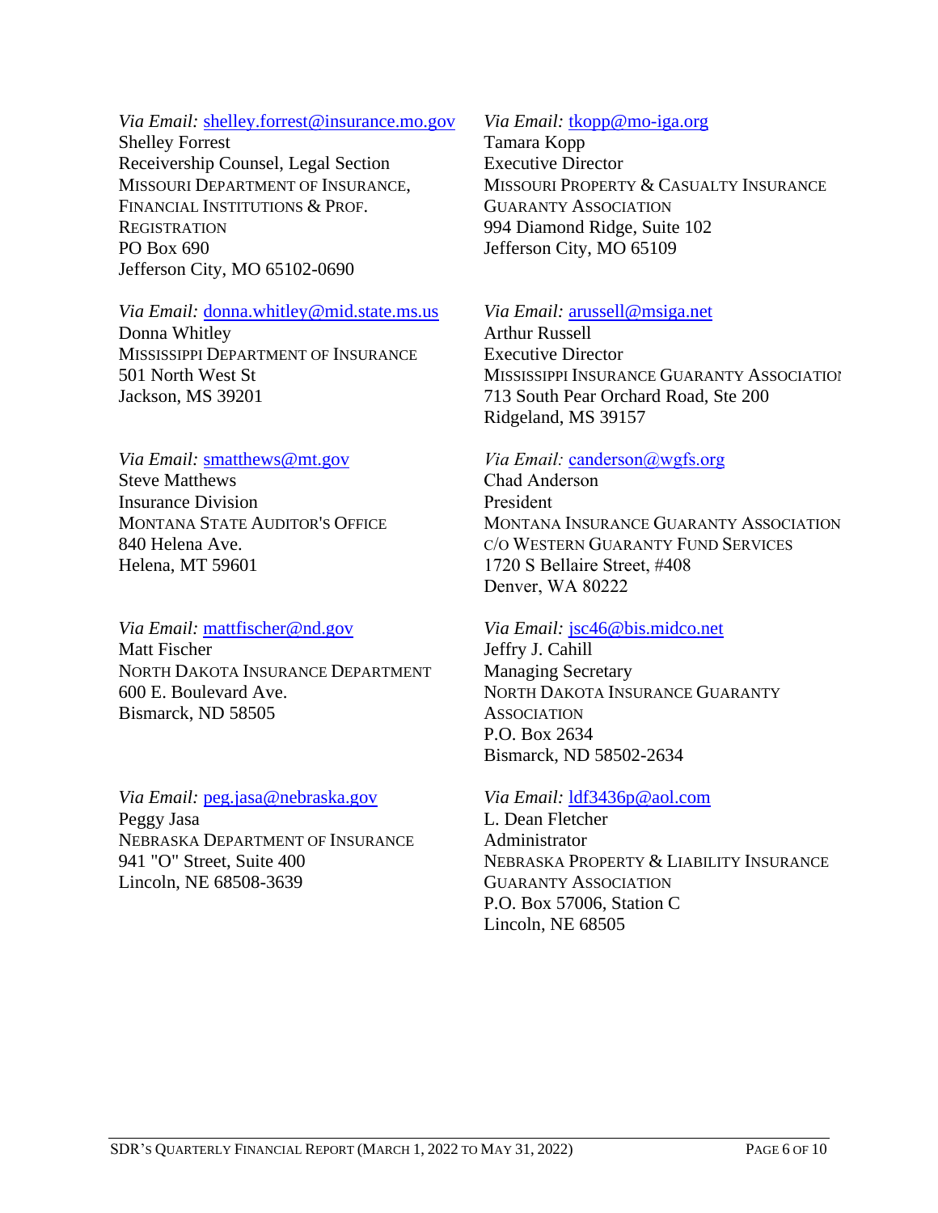*Via Email:* shelley.forrest@insurance.mo.gov
Shelley Forrest
Receivership Counsel, Legal Section
MISSOURI DEPARTMENT OF INSURANCE, FINANCIAL INSTITUTIONS & PROF. REGISTRATION
PO Box 690
Jefferson City, MO 65102-0690

*Via Email:* tkopp@mo-iga.org
Tamara Kopp
Executive Director
MISSOURI PROPERTY & CASUALTY INSURANCE GUARANTY ASSOCIATION
994 Diamond Ridge, Suite 102
Jefferson City, MO 65109

*Via Email:* donna.whitley@mid.state.ms.us
Donna Whitley
MISSISSIPPI DEPARTMENT OF INSURANCE
501 North West St
Jackson, MS 39201

*Via Email:* arussell@msiga.net
Arthur Russell
Executive Director
MISSISSIPPI INSURANCE GUARANTY ASSOCIATION
713 South Pear Orchard Road, Ste 200
Ridgeland, MS 39157

*Via Email:* smatthews@mt.gov
Steve Matthews
Insurance Division
MONTANA STATE AUDITOR'S OFFICE
840 Helena Ave.
Helena, MT 59601

*Via Email:* canderson@wgfs.org
Chad Anderson
President
MONTANA INSURANCE GUARANTY ASSOCIATION
C/O WESTERN GUARANTY FUND SERVICES
1720 S Bellaire Street, #408
Denver, WA 80222

*Via Email:* mattfischer@nd.gov
Matt Fischer
NORTH DAKOTA INSURANCE DEPARTMENT
600 E. Boulevard Ave.
Bismarck, ND 58505

*Via Email:* jsc46@bis.midco.net
Jeffry J. Cahill
Managing Secretary
NORTH DAKOTA INSURANCE GUARANTY ASSOCIATION
P.O. Box 2634
Bismarck, ND 58502-2634

*Via Email:* peg.jasa@nebraska.gov
Peggy Jasa
NEBRASKA DEPARTMENT OF INSURANCE
941 "O" Street, Suite 400
Lincoln, NE 68508-3639

*Via Email:* ldf3436p@aol.com
L. Dean Fletcher
Administrator
NEBRASKA PROPERTY & LIABILITY INSURANCE GUARANTY ASSOCIATION
P.O. Box 57006, Station C
Lincoln, NE 68505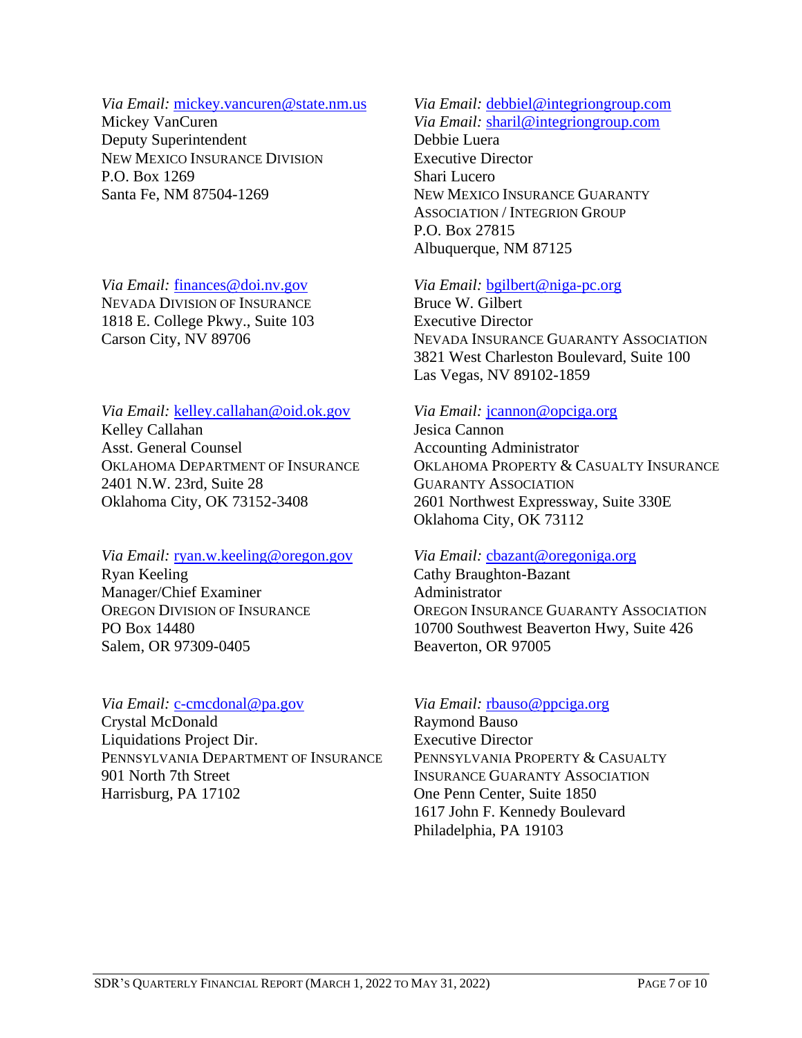*Via Email:* mickey.vancuren@state.nm.us
Mickey VanCuren
Deputy Superintendent
NEW MEXICO INSURANCE DIVISION
P.O. Box 1269
Santa Fe, NM 87504-1269

*Via Email:* debbiel@integriongroup.com
*Via Email:* sharil@integriongroup.com
Debbie Luera
Executive Director
Shari Lucero
NEW MEXICO INSURANCE GUARANTY ASSOCIATION / INTEGRION GROUP
P.O. Box 27815
Albuquerque, NM 87125

*Via Email:* finances@doi.nv.gov
NEVADA DIVISION OF INSURANCE
1818 E. College Pkwy., Suite 103
Carson City, NV 89706

*Via Email:* bgilbert@niga-pc.org
Bruce W. Gilbert
Executive Director
NEVADA INSURANCE GUARANTY ASSOCIATION
3821 West Charleston Boulevard, Suite 100
Las Vegas, NV 89102-1859

*Via Email:* kelley.callahan@oid.ok.gov
Kelley Callahan
Asst. General Counsel
OKLAHOMA DEPARTMENT OF INSURANCE
2401 N.W. 23rd, Suite 28
Oklahoma City, OK 73152-3408

*Via Email:* jcannon@opciga.org
Jesica Cannon
Accounting Administrator
OKLAHOMA PROPERTY & CASUALTY INSURANCE GUARANTY ASSOCIATION
2601 Northwest Expressway, Suite 330E
Oklahoma City, OK 73112

*Via Email:* ryan.w.keeling@oregon.gov
Ryan Keeling
Manager/Chief Examiner
OREGON DIVISION OF INSURANCE
PO Box 14480
Salem, OR 97309-0405

*Via Email:* cbazant@oregoniga.org
Cathy Braughton-Bazant
Administrator
OREGON INSURANCE GUARANTY ASSOCIATION
10700 Southwest Beaverton Hwy, Suite 426
Beaverton, OR 97005

*Via Email:* c-cmcdonal@pa.gov
Crystal McDonald
Liquidations Project Dir.
PENNSYLVANIA DEPARTMENT OF INSURANCE
901 North 7th Street
Harrisburg, PA 17102

*Via Email:* rbauso@ppciga.org
Raymond Bauso
Executive Director
PENNSYLVANIA PROPERTY & CASUALTY INSURANCE GUARANTY ASSOCIATION
One Penn Center, Suite 1850
1617 John F. Kennedy Boulevard
Philadelphia, PA 19103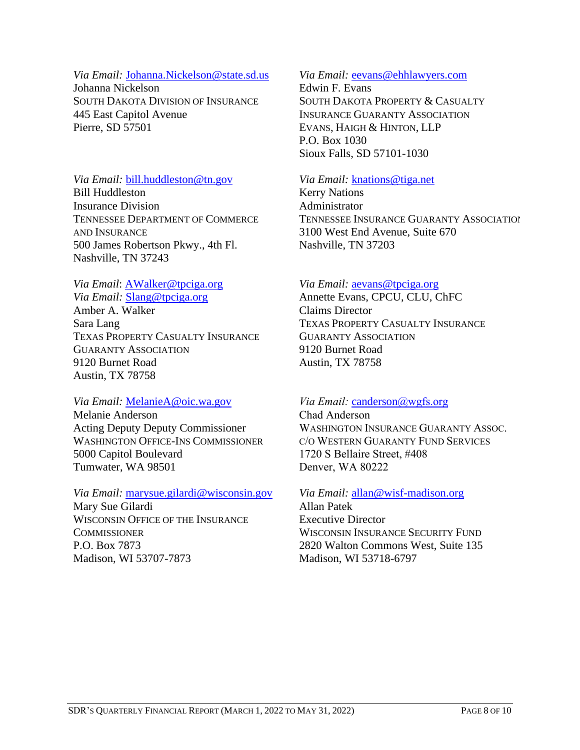*Via Email:* Johanna.Nickelson@state.sd.us
Johanna Nickelson
South Dakota Division of Insurance
445 East Capitol Avenue
Pierre, SD 57501

*Via Email:* eevans@ehhlawyers.com
Edwin F. Evans
South Dakota Property & Casualty Insurance Guaranty Association
Evans, Haigh & Hinton, LLP
P.O. Box 1030
Sioux Falls, SD 57101-1030

*Via Email:* bill.huddleston@tn.gov
Bill Huddleston
Insurance Division
Tennessee Department of Commerce and Insurance
500 James Robertson Pkwy., 4th Fl.
Nashville, TN 37243

*Via Email:* knations@tiga.net
Kerry Nations
Administrator
Tennessee Insurance Guaranty Association
3100 West End Avenue, Suite 670
Nashville, TN 37203

*Via Email*: AWalker@tpciga.org
*Via Email:* Slang@tpciga.org
Amber A. Walker
Sara Lang
Texas Property Casualty Insurance Guaranty Association
9120 Burnet Road
Austin, TX 78758

*Via Email:* aevans@tpciga.org
Annette Evans, CPCU, CLU, ChFC
Claims Director
Texas Property Casualty Insurance Guaranty Association
9120 Burnet Road
Austin, TX 78758

*Via Email:* MelanieA@oic.wa.gov
Melanie Anderson
Acting Deputy Deputy Commissioner
Washington Office-Ins Commissioner
5000 Capitol Boulevard
Tumwater, WA 98501

*Via Email:* canderson@wgfs.org
Chad Anderson
Washington Insurance Guaranty Assoc.
c/o Western Guaranty Fund Services
1720 S Bellaire Street, #408
Denver, WA 80222

*Via Email:* marysue.gilardi@wisconsin.gov
Mary Sue Gilardi
Wisconsin Office of the Insurance Commissioner
P.O. Box 7873
Madison, WI 53707-7873

*Via Email:* allan@wisf-madison.org
Allan Patek
Executive Director
Wisconsin Insurance Security Fund
2820 Walton Commons West, Suite 135
Madison, WI 53718-6797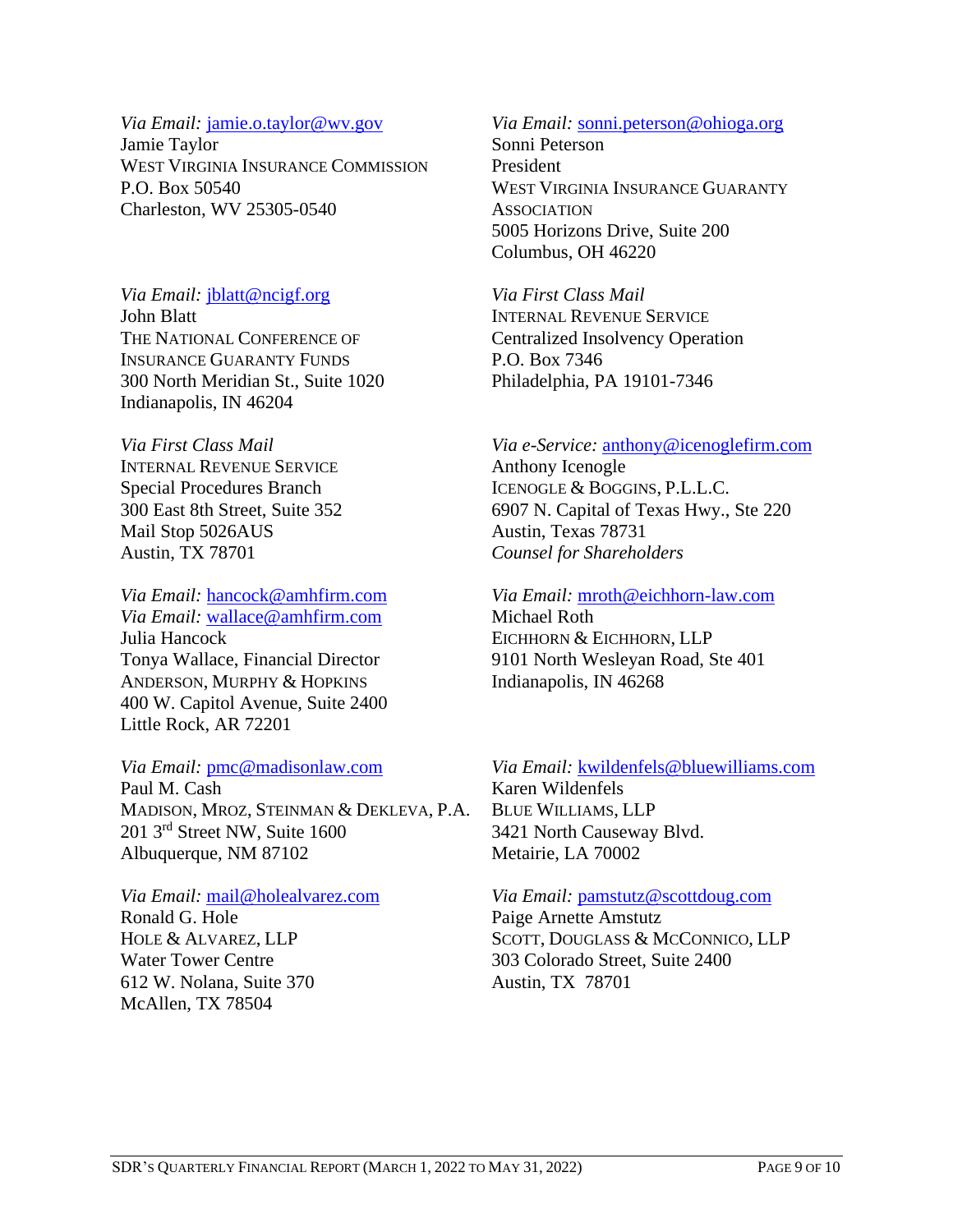*Via Email:* jamie.o.taylor@wv.gov
Jamie Taylor
WEST VIRGINIA INSURANCE COMMISSION
P.O. Box 50540
Charleston, WV 25305-0540

*Via Email:* sonni.peterson@ohioga.org
Sonni Peterson
President
WEST VIRGINIA INSURANCE GUARANTY ASSOCIATION
5005 Horizons Drive, Suite 200
Columbus, OH 46220

*Via Email:* jblatt@ncigf.org
John Blatt
THE NATIONAL CONFERENCE OF INSURANCE GUARANTY FUNDS
300 North Meridian St., Suite 1020
Indianapolis, IN 46204

*Via First Class Mail*
INTERNAL REVENUE SERVICE
Centralized Insolvency Operation
P.O. Box 7346
Philadelphia, PA 19101-7346

*Via First Class Mail*
INTERNAL REVENUE SERVICE
Special Procedures Branch
300 East 8th Street, Suite 352
Mail Stop 5026AUS
Austin, TX 78701

*Via e-Service:* anthony@icenoglefirm.com
Anthony Icenogle
ICENOGLE & BOGGINS, P.L.L.C.
6907 N. Capital of Texas Hwy., Ste 220
Austin, Texas 78731
*Counsel for Shareholders*

*Via Email:* hancock@amhfirm.com
*Via Email:* wallace@amhfirm.com
Julia Hancock
Tonya Wallace, Financial Director
ANDERSON, MURPHY & HOPKINS
400 W. Capitol Avenue, Suite 2400
Little Rock, AR 72201

*Via Email:* mroth@eichhorn-law.com
Michael Roth
EICHHORN & EICHHORN, LLP
9101 North Wesleyan Road, Ste 401
Indianapolis, IN 46268

*Via Email:* pmc@madisonlaw.com
Paul M. Cash
MADISON, MROZ, STEINMAN & DEKLEVA, P.A.
201 3rd Street NW, Suite 1600
Albuquerque, NM 87102

*Via Email:* kwildenfels@bluewilliams.com
Karen Wildenfels
BLUE WILLIAMS, LLP
3421 North Causeway Blvd.
Metairie, LA 70002

*Via Email:* mail@holealvarez.com
Ronald G. Hole
HOLE & ALVAREZ, LLP
Water Tower Centre
612 W. Nolana, Suite 370
McAllen, TX 78504

*Via Email:* pamstutz@scottdoug.com
Paige Arnette Amstutz
SCOTT, DOUGLASS & MCCONNICO, LLP
303 Colorado Street, Suite 2400
Austin, TX 78701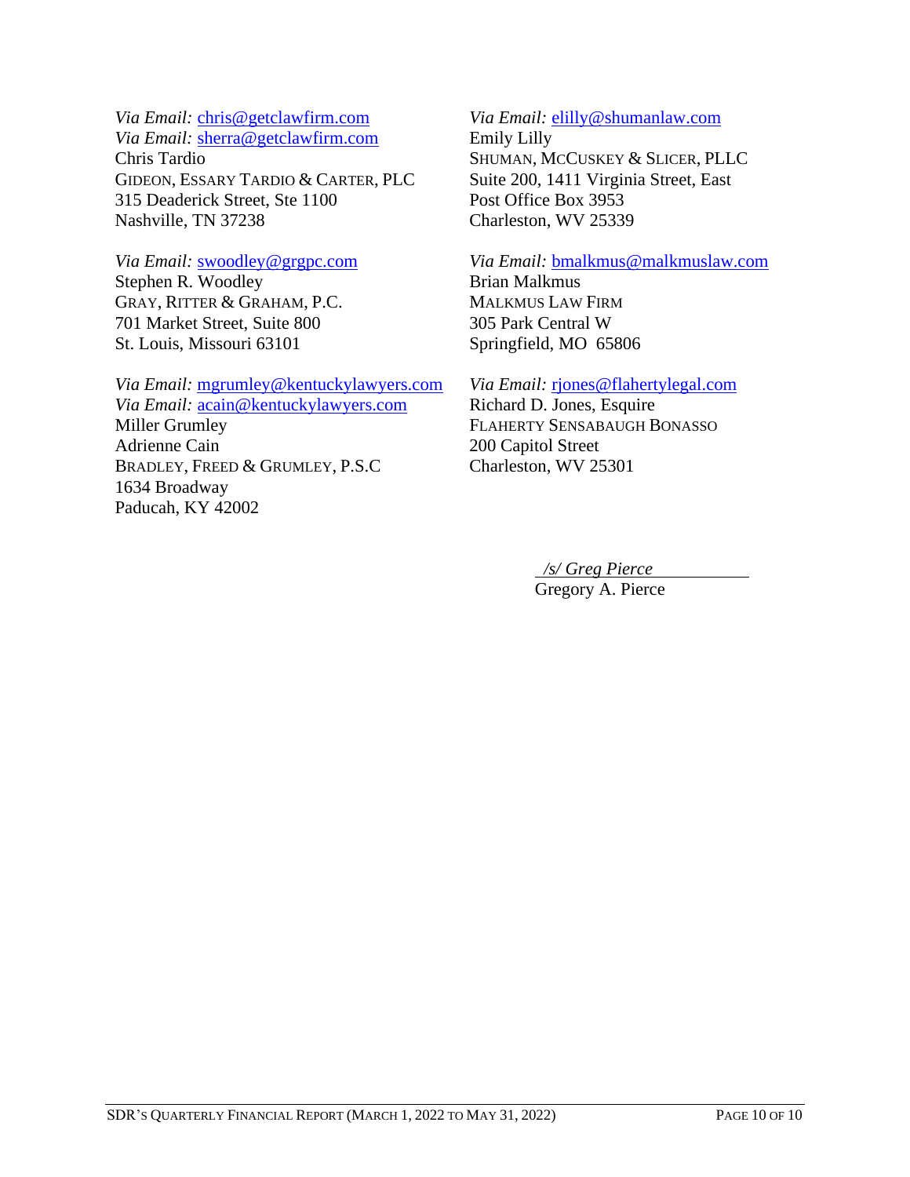*Via Email:* chris@getclawfirm.com
*Via Email:* sherra@getclawfirm.com
Chris Tardio
GIDEON, ESSARY TARDIO & CARTER, PLC
315 Deaderick Street, Ste 1100
Nashville, TN 37238

*Via Email:* swoodley@grgpc.com
Stephen R. Woodley
GRAY, RITTER & GRAHAM, P.C.
701 Market Street, Suite 800
St. Louis, Missouri 63101

*Via Email:* mgrumley@kentuckylawyers.com
*Via Email:* acain@kentuckylawyers.com
Miller Grumley
Adrienne Cain
BRADLEY, FREED & GRUMLEY, P.S.C
1634 Broadway
Paducah, KY 42002

*Via Email:* elilly@shumanlaw.com
Emily Lilly
SHUMAN, MCCUSKEY & SLICER, PLLC
Suite 200, 1411 Virginia Street, East
Post Office Box 3953
Charleston, WV 25339

*Via Email:* bmalkmus@malkmuslaw.com
Brian Malkmus
MALKMUS LAW FIRM
305 Park Central W
Springfield, MO 65806

*Via Email:* rjones@flahertylegal.com
Richard D. Jones, Esquire
FLAHERTY SENSABAUGH BONASSO
200 Capitol Street
Charleston, WV 25301

*/s/ Greg Pierce*
Gregory A. Pierce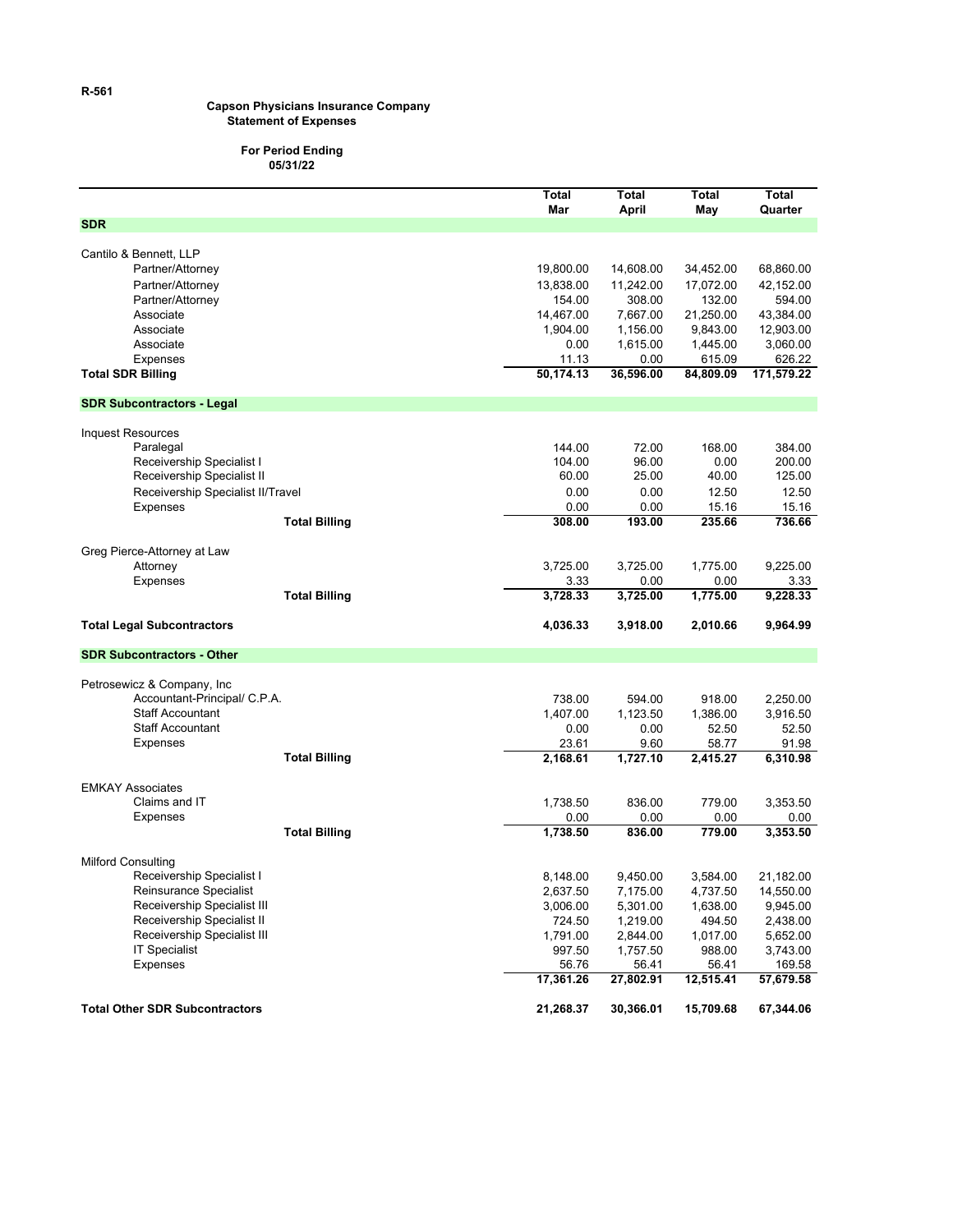R-561

**Capson Physicians Insurance Company**
**Statement of Expenses**

**For Period Ending**
**05/31/22**

| | Total Mar | Total April | Total May | Total Quarter |
|---|---|---|---|---|
| **SDR** | | | | |
| Cantilo & Bennett, LLP | | | | |
| Partner/Attorney | 19,800.00 | 14,608.00 | 34,452.00 | 68,860.00 |
| Partner/Attorney | 13,838.00 | 11,242.00 | 17,072.00 | 42,152.00 |
| Partner/Attorney | 154.00 | 308.00 | 132.00 | 594.00 |
| Associate | 14,467.00 | 7,667.00 | 21,250.00 | 43,384.00 |
| Associate | 1,904.00 | 1,156.00 | 9,843.00 | 12,903.00 |
| Associate | 0.00 | 1,615.00 | 1,445.00 | 3,060.00 |
| Expenses | 11.13 | 0.00 | 615.09 | 626.22 |
| **Total SDR Billing** | **50,174.13** | **36,596.00** | **84,809.09** | **171,579.22** |
| **SDR Subcontractors - Legal** | | | | |
| Inquest Resources | | | | |
| Paralegal | 144.00 | 72.00 | 168.00 | 384.00 |
| Receivership Specialist I | 104.00 | 96.00 | 0.00 | 200.00 |
| Receivership Specialist II | 60.00 | 25.00 | 40.00 | 125.00 |
| Receivership Specialist II/Travel | 0.00 | 0.00 | 12.50 | 12.50 |
| Expenses | 0.00 | 0.00 | 15.16 | 15.16 |
| **Total Billing** | **308.00** | **193.00** | **235.66** | **736.66** |
| Greg Pierce-Attorney at Law | | | | |
| Attorney | 3,725.00 | 3,725.00 | 1,775.00 | 9,225.00 |
| Expenses | 3.33 | 0.00 | 0.00 | 3.33 |
| **Total Billing** | **3,728.33** | **3,725.00** | **1,775.00** | **9,228.33** |
| **Total Legal Subcontractors** | **4,036.33** | **3,918.00** | **2,010.66** | **9,964.99** |
| **SDR Subcontractors - Other** | | | | |
| Petrosewicz & Company, Inc | | | | |
| Accountant-Principal/ C.P.A. | 738.00 | 594.00 | 918.00 | 2,250.00 |
| Staff Accountant | 1,407.00 | 1,123.50 | 1,386.00 | 3,916.50 |
| Staff Accountant | 0.00 | 0.00 | 52.50 | 52.50 |
| Expenses | 23.61 | 9.60 | 58.77 | 91.98 |
| **Total Billing** | **2,168.61** | **1,727.10** | **2,415.27** | **6,310.98** |
| EMKAY Associates | | | | |
| Claims and IT | 1,738.50 | 836.00 | 779.00 | 3,353.50 |
| Expenses | 0.00 | 0.00 | 0.00 | 0.00 |
| **Total Billing** | **1,738.50** | **836.00** | **779.00** | **3,353.50** |
| Milford Consulting | | | | |
| Receivership Specialist I | 8,148.00 | 9,450.00 | 3,584.00 | 21,182.00 |
| Reinsurance Specialist | 2,637.50 | 7,175.00 | 4,737.50 | 14,550.00 |
| Receivership Specialist III | 3,006.00 | 5,301.00 | 1,638.00 | 9,945.00 |
| Receivership Specialist II | 724.50 | 1,219.00 | 494.50 | 2,438.00 |
| Receivership Specialist III | 1,791.00 | 2,844.00 | 1,017.00 | 5,652.00 |
| IT Specialist | 997.50 | 1,757.50 | 988.00 | 3,743.00 |
| Expenses | 56.76 | 56.41 | 56.41 | 169.58 |
| | **17,361.26** | **27,802.91** | **12,515.41** | **57,679.58** |
| **Total Other SDR Subcontractors** | **21,268.37** | **30,366.01** | **15,709.68** | **67,344.06** |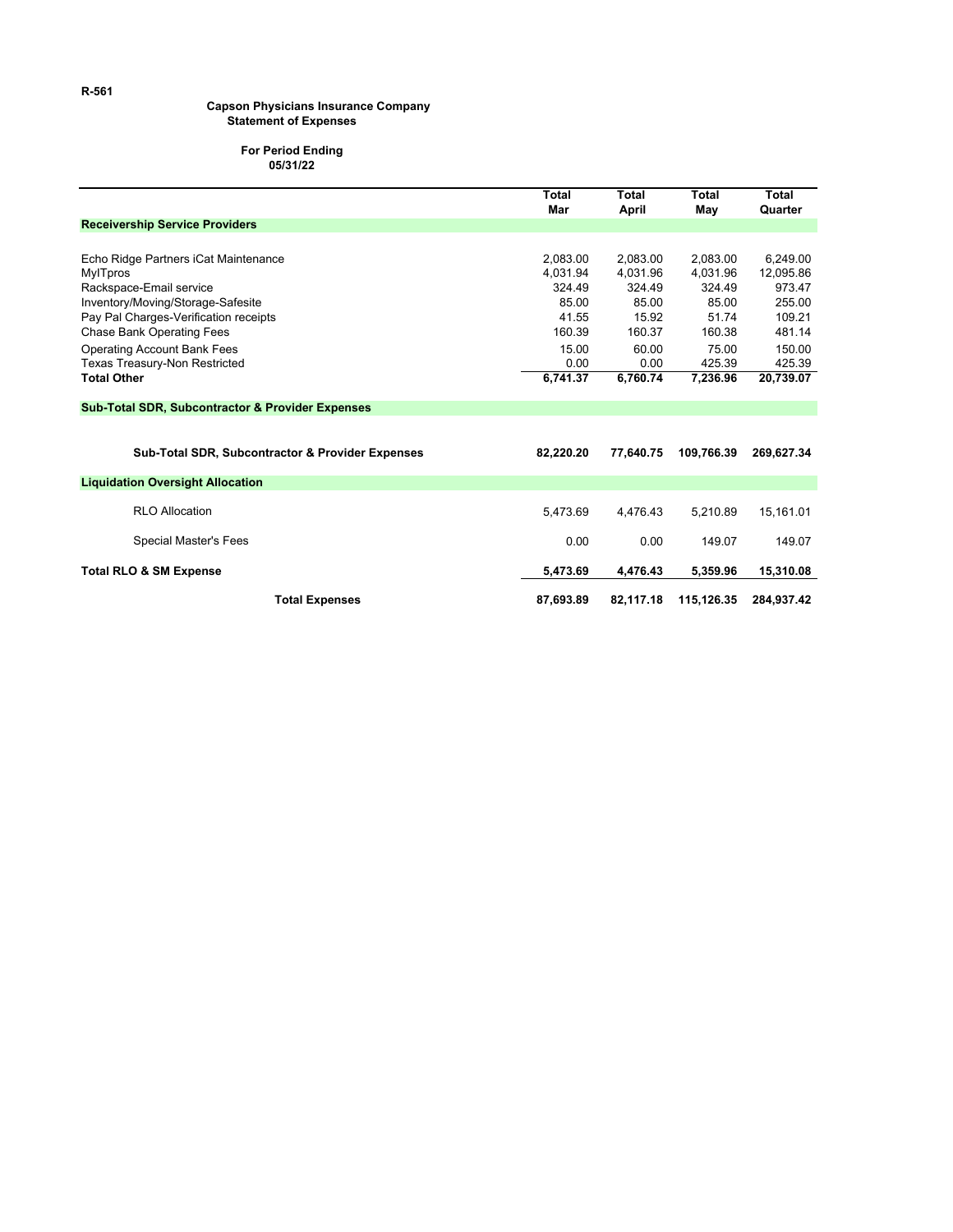R-561

**Capson Physicians Insurance Company**
**Statement of Expenses**

**For Period Ending**
**05/31/22**

| | Total Mar | Total April | Total May | Total Quarter |
|---|---|---|---|---|
| **Receivership Service Providers** | | | | |
| Echo Ridge Partners iCat Maintenance | 2,083.00 | 2,083.00 | 2,083.00 | 6,249.00 |
| MyITpros | 4,031.94 | 4,031.96 | 4,031.96 | 12,095.86 |
| Rackspace-Email service | 324.49 | 324.49 | 324.49 | 973.47 |
| Inventory/Moving/Storage-Safesite | 85.00 | 85.00 | 85.00 | 255.00 |
| Pay Pal Charges-Verification receipts | 41.55 | 15.92 | 51.74 | 109.21 |
| Chase Bank Operating Fees | 160.39 | 160.37 | 160.38 | 481.14 |
| Operating Account Bank Fees | 15.00 | 60.00 | 75.00 | 150.00 |
| Texas Treasury-Non Restricted | 0.00 | 0.00 | 425.39 | 425.39 |
| **Total Other** | **6,741.37** | **6,760.74** | **7,236.96** | **20,739.07** |
| **Sub-Total SDR, Subcontractor & Provider Expenses** | | | | |
| **Sub-Total SDR, Subcontractor & Provider Expenses** | **82,220.20** | **77,640.75** | **109,766.39** | **269,627.34** |
| **Liquidation Oversight Allocation** | | | | |
| RLO Allocation | 5,473.69 | 4,476.43 | 5,210.89 | 15,161.01 |
| Special Master's Fees | 0.00 | 0.00 | 149.07 | 149.07 |
| **Total RLO & SM Expense** | **5,473.69** | **4,476.43** | **5,359.96** | **15,310.08** |
| **Total Expenses** | **87,693.89** | **82,117.18** | **115,126.35** | **284,937.42** |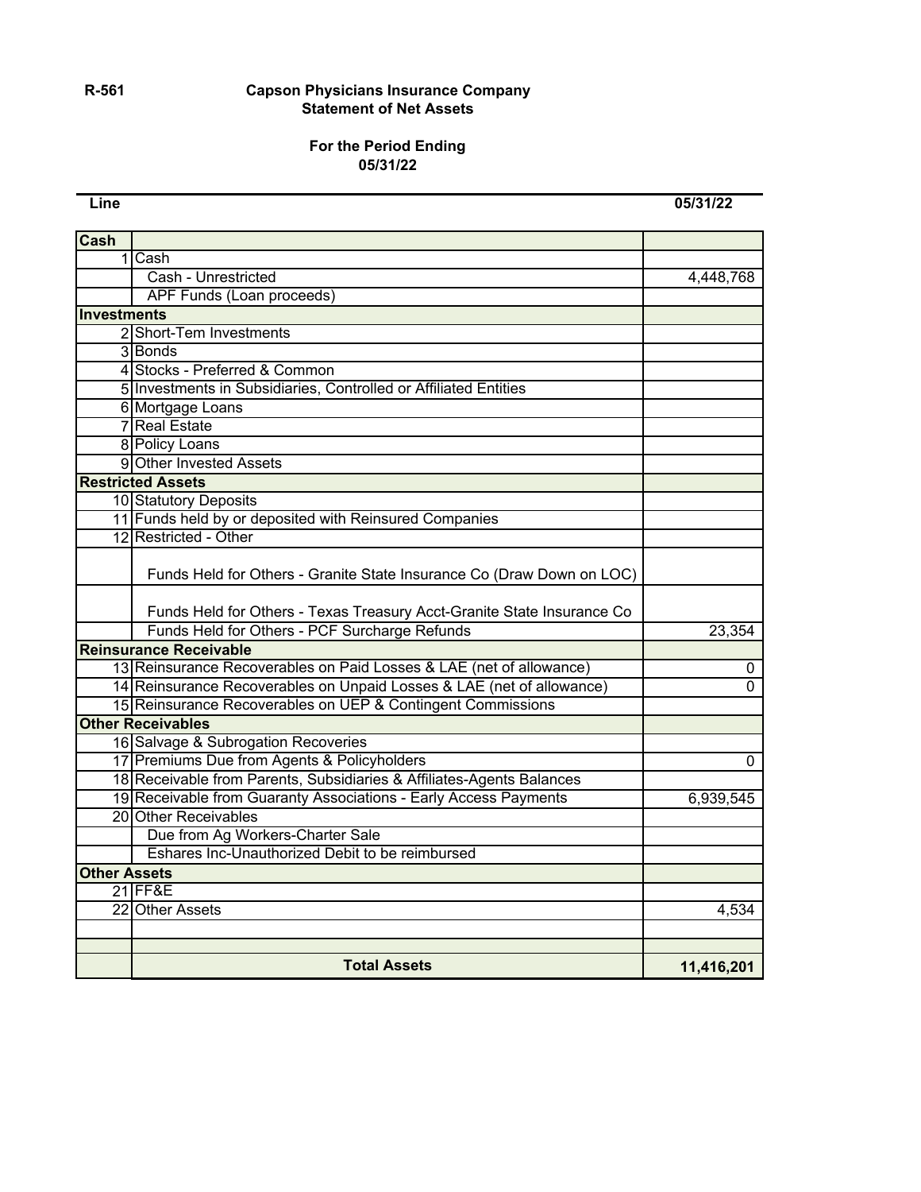R-561

# Capson Physicians Insurance Company
## Statement of Net Assets

**For the Period Ending**
**05/31/22**

| Line | | 05/31/22 |
|---|---|---|
| **Cash** | | |
| 1 | Cash | |
| | Cash - Unrestricted | 4,448,768 |
| | APF Funds (Loan proceeds) | |
| **Investments** | | |
| 2 | Short-Tem Investments | |
| 3 | Bonds | |
| 4 | Stocks - Preferred & Common | |
| 5 | Investments in Subsidiaries, Controlled or Affiliated Entities | |
| 6 | Mortgage Loans | |
| 7 | Real Estate | |
| 8 | Policy Loans | |
| 9 | Other Invested Assets | |
| **Restricted Assets** | | |
| 10 | Statutory Deposits | |
| 11 | Funds held by or deposited with Reinsured Companies | |
| 12 | Restricted - Other | |
| | Funds Held for Others - Granite State Insurance Co (Draw Down on LOC) | |
| | Funds Held for Others - Texas Treasury Acct-Granite State Insurance Co | |
| | Funds Held for Others - PCF Surcharge Refunds | 23,354 |
| **Reinsurance Receivable** | | |
| 13 | Reinsurance Recoverables on Paid Losses & LAE (net of allowance) | 0 |
| 14 | Reinsurance Recoverables on Unpaid Losses & LAE (net of allowance) | 0 |
| 15 | Reinsurance Recoverables on UEP & Contingent Commissions | |
| **Other Receivables** | | |
| 16 | Salvage & Subrogation Recoveries | |
| 17 | Premiums Due from Agents & Policyholders | 0 |
| 18 | Receivable from Parents, Subsidiaries & Affiliates-Agents Balances | |
| 19 | Receivable from Guaranty Associations - Early Access Payments | 6,939,545 |
| 20 | Other Receivables | |
| | Due from Ag Workers-Charter Sale | |
| | Eshares Inc-Unauthorized Debit to be reimbursed | |
| **Other Assets** | | |
| 21 | FF&E | |
| 22 | Other Assets | 4,534 |
| | | |
| | | |
| | **Total Assets** | **11,416,201** |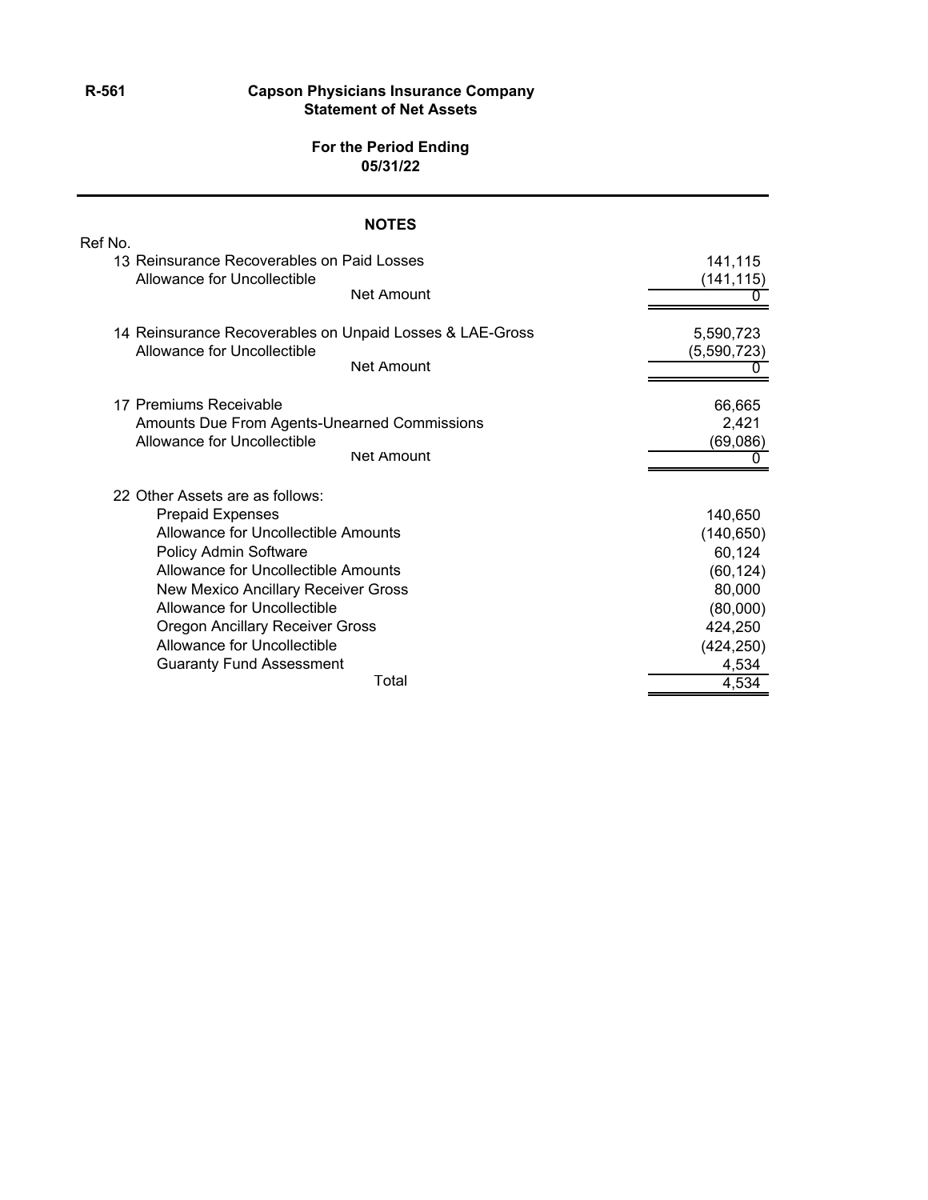R-561

**Capson Physicians Insurance Company**
**Statement of Net Assets**

**For the Period Ending**
**05/31/22**

## NOTES

| Ref No. | | |
|---|---|---|
| 13 | Reinsurance Recoverables on Paid Losses | 141,115 |
| | Allowance for Uncollectible | (141,115) |
| | Net Amount | 0 |
| 14 | Reinsurance Recoverables on Unpaid Losses & LAE-Gross | 5,590,723 |
| | Allowance for Uncollectible | (5,590,723) |
| | Net Amount | 0 |
| 17 | Premiums Receivable | 66,665 |
| | Amounts Due From Agents-Unearned Commissions | 2,421 |
| | Allowance for Uncollectible | (69,086) |
| | Net Amount | 0 |
| 22 | Other Assets are as follows: | |
| | Prepaid Expenses | 140,650 |
| | Allowance for Uncollectible Amounts | (140,650) |
| | Policy Admin Software | 60,124 |
| | Allowance for Uncollectible Amounts | (60,124) |
| | New Mexico Ancillary Receiver Gross | 80,000 |
| | Allowance for Uncollectible | (80,000) |
| | Oregon Ancillary Receiver Gross | 424,250 |
| | Allowance for Uncollectible | (424,250) |
| | Guaranty Fund Assessment | 4,534 |
| | Total | 4,534 |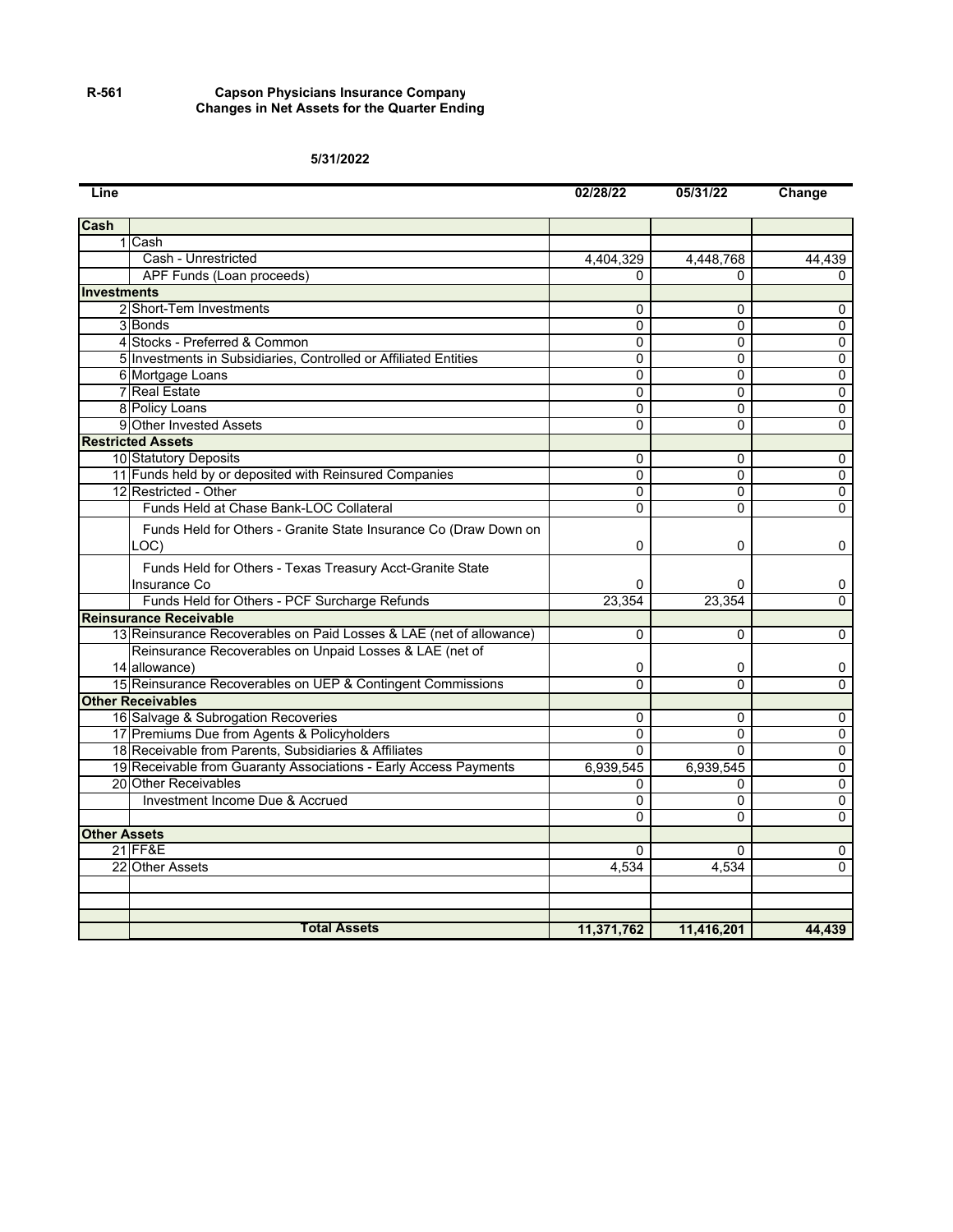R-561

**Capson Physicians Insurance Company**
**Changes in Net Assets for the Quarter Ending**

**5/31/2022**

| Line | | 02/28/22 | 05/31/22 | Change |
|---|---|---|---|---|
| **Cash** | | | | |
| 1 | Cash | | | |
| | Cash - Unrestricted | 4,404,329 | 4,448,768 | 44,439 |
| | APF Funds (Loan proceeds) | 0 | 0 | 0 |
| **Investments** | | | | |
| 2 | Short-Tem Investments | 0 | 0 | 0 |
| 3 | Bonds | 0 | 0 | 0 |
| 4 | Stocks - Preferred & Common | 0 | 0 | 0 |
| 5 | Investments in Subsidiaries, Controlled or Affiliated Entities | 0 | 0 | 0 |
| 6 | Mortgage Loans | 0 | 0 | 0 |
| 7 | Real Estate | 0 | 0 | 0 |
| 8 | Policy Loans | 0 | 0 | 0 |
| 9 | Other Invested Assets | 0 | 0 | 0 |
| **Restricted Assets** | | | | |
| 10 | Statutory Deposits | 0 | 0 | 0 |
| 11 | Funds held by or deposited with Reinsured Companies | 0 | 0 | 0 |
| 12 | Restricted - Other | 0 | 0 | 0 |
| | Funds Held at Chase Bank-LOC Collateral | 0 | 0 | 0 |
| | Funds Held for Others - Granite State Insurance Co (Draw Down on LOC) | 0 | 0 | 0 |
| | Funds Held for Others - Texas Treasury Acct-Granite State Insurance Co | 0 | 0 | 0 |
| | Funds Held for Others - PCF Surcharge Refunds | 23,354 | 23,354 | 0 |
| **Reinsurance Receivable** | | | | |
| 13 | Reinsurance Recoverables on Paid Losses & LAE (net of allowance) | 0 | 0 | 0 |
| 14 | Reinsurance Recoverables on Unpaid Losses & LAE (net of allowance) | 0 | 0 | 0 |
| 15 | Reinsurance Recoverables on UEP & Contingent Commissions | 0 | 0 | 0 |
| **Other Receivables** | | | | |
| 16 | Salvage & Subrogation Recoveries | 0 | 0 | 0 |
| 17 | Premiums Due from Agents & Policyholders | 0 | 0 | 0 |
| 18 | Receivable from Parents, Subsidiaries & Affiliates | 0 | 0 | 0 |
| 19 | Receivable from Guaranty Associations - Early Access Payments | 6,939,545 | 6,939,545 | 0 |
| 20 | Other Receivables | 0 | 0 | 0 |
| | Investment Income Due & Accrued | 0 | 0 | 0 |
| | | 0 | 0 | 0 |
| **Other Assets** | | | | |
| 21 | FF&E | 0 | 0 | 0 |
| 22 | Other Assets | 4,534 | 4,534 | 0 |
| | | | | |
| | | | | |
| | | | | |
| | **Total Assets** | **11,371,762** | **11,416,201** | **44,439** |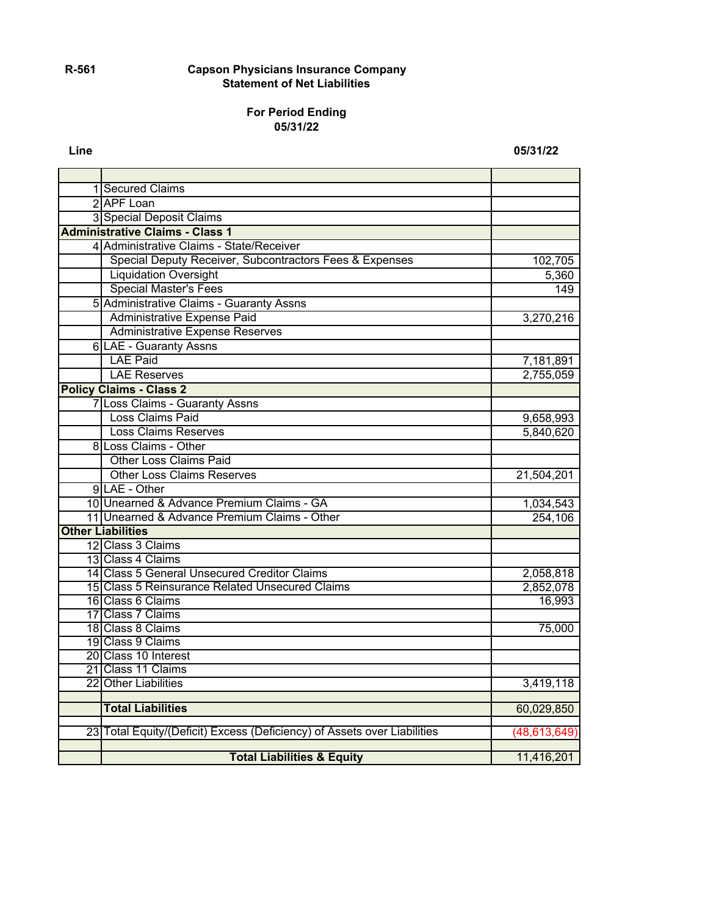R-561

**Capson Physicians Insurance Company**
**Statement of Net Liabilities**

**For Period Ending**
**05/31/22**

| Line | | 05/31/22 |
|---|---|---|
| | | |
| 1 | Secured Claims | |
| 2 | APF Loan | |
| 3 | Special Deposit Claims | |
| **Administrative Claims - Class 1** | | |
| 4 | Administrative Claims - State/Receiver | |
| | Special Deputy Receiver, Subcontractors Fees & Expenses | 102,705 |
| | Liquidation Oversight | 5,360 |
| | Special Master's Fees | 149 |
| 5 | Administrative Claims - Guaranty Assns | |
| | Administrative Expense Paid | 3,270,216 |
| | Administrative Expense Reserves | |
| 6 | LAE - Guaranty Assns | |
| | LAE Paid | 7,181,891 |
| | LAE Reserves | 2,755,059 |
| **Policy Claims - Class 2** | | |
| 7 | Loss Claims - Guaranty Assns | |
| | Loss Claims Paid | 9,658,993 |
| | Loss Claims Reserves | 5,840,620 |
| 8 | Loss Claims - Other | |
| | Other Loss Claims Paid | |
| | Other Loss Claims Reserves | 21,504,201 |
| 9 | LAE - Other | |
| 10 | Unearned & Advance Premium Claims - GA | 1,034,543 |
| 11 | Unearned & Advance Premium Claims - Other | 254,106 |
| **Other Liabilities** | | |
| 12 | Class 3 Claims | |
| 13 | Class 4 Claims | |
| 14 | Class 5 General Unsecured Creditor Claims | 2,058,818 |
| 15 | Class 5 Reinsurance Related Unsecured Claims | 2,852,078 |
| 16 | Class 6 Claims | 16,993 |
| 17 | Class 7 Claims | |
| 18 | Class 8 Claims | 75,000 |
| 19 | Class 9 Claims | |
| 20 | Class 10 Interest | |
| 21 | Class 11 Claims | |
| 22 | Other Liabilities | 3,419,118 |
| | | |
| | **Total Liabilities** | 60,029,850 |
| | | |
| 23 | Total Equity/(Deficit) Excess (Deficiency) of Assets over Liabilities | (48,613,649) |
| | | |
| | **Total Liabilities & Equity** | 11,416,201 |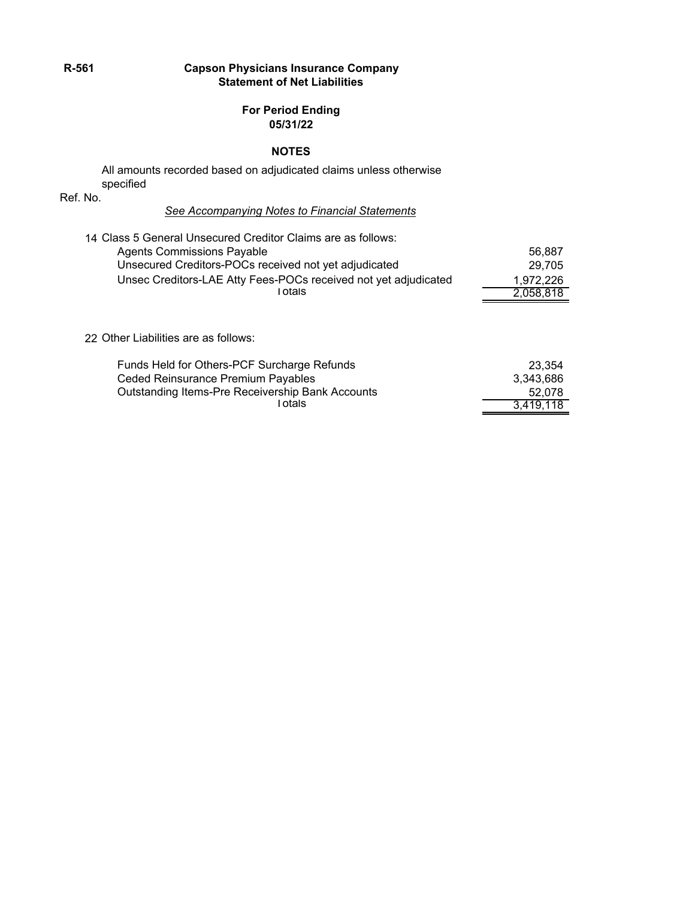**R-561**

# Capson Physicians Insurance Company
## Statement of Net Liabilities

**For Period Ending**
**05/31/22**

### NOTES

All amounts recorded based on adjudicated claims unless otherwise specified

Ref. No.

*See Accompanying Notes to Financial Statements*

14 Class 5 General Unsecured Creditor Claims are as follows:

| | |
|---|---:|
| Agents Commissions Payable | 56,887 |
| Unsecured Creditors-POCs received not yet adjudicated | 29,705 |
| Unsec Creditors-LAE Atty Fees-POCs received not yet adjudicated | 1,972,226 |
| Totals | 2,058,818 |

22 Other Liabilities are as follows:

| | |
|---|---:|
| Funds Held for Others-PCF Surcharge Refunds | 23,354 |
| Ceded Reinsurance Premium Payables | 3,343,686 |
| Outstanding Items-Pre Receivership Bank Accounts | 52,078 |
| Totals | 3,419,118 |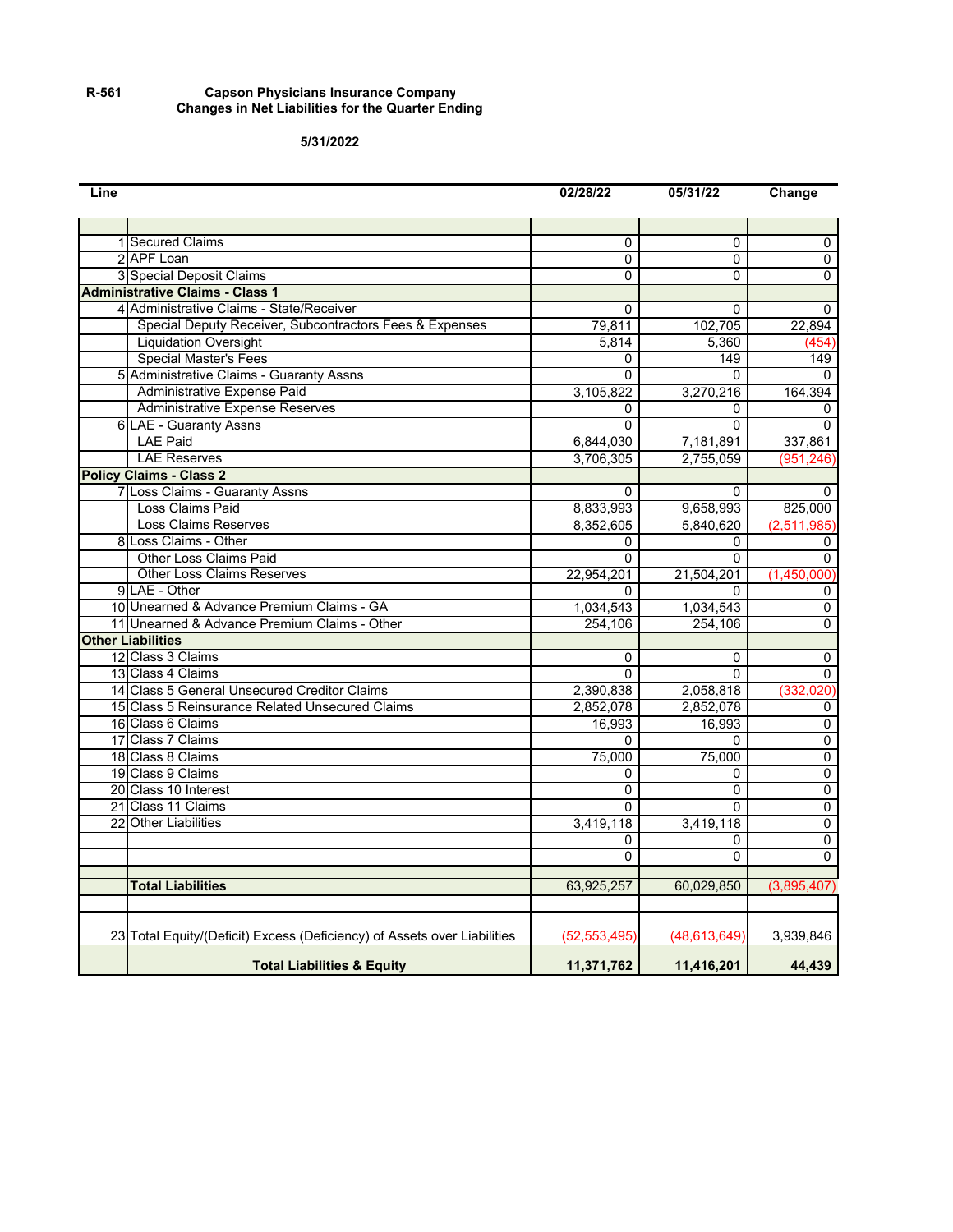R-561

**Capson Physicians Insurance Company**
**Changes in Net Liabilities for the Quarter Ending**

**5/31/2022**

| Line | | 02/28/22 | 05/31/22 | Change |
|---|---|---|---|---|
| | | | | |
| 1 | Secured Claims | 0 | 0 | 0 |
| 2 | APF Loan | 0 | 0 | 0 |
| 3 | Special Deposit Claims | 0 | 0 | 0 |
| **Administrative Claims - Class 1** | | | | |
| 4 | Administrative Claims - State/Receiver | 0 | 0 | 0 |
| | Special Deputy Receiver, Subcontractors Fees & Expenses | 79,811 | 102,705 | 22,894 |
| | Liquidation Oversight | 5,814 | 5,360 | (454) |
| | Special Master's Fees | 0 | 149 | 149 |
| 5 | Administrative Claims - Guaranty Assns | 0 | 0 | 0 |
| | Administrative Expense Paid | 3,105,822 | 3,270,216 | 164,394 |
| | Administrative Expense Reserves | 0 | 0 | 0 |
| 6 | LAE - Guaranty Assns | 0 | 0 | 0 |
| | LAE Paid | 6,844,030 | 7,181,891 | 337,861 |
| | LAE Reserves | 3,706,305 | 2,755,059 | (951,246) |
| **Policy Claims - Class 2** | | | | |
| 7 | Loss Claims - Guaranty Assns | 0 | 0 | 0 |
| | Loss Claims Paid | 8,833,993 | 9,658,993 | 825,000 |
| | Loss Claims Reserves | 8,352,605 | 5,840,620 | (2,511,985) |
| 8 | Loss Claims - Other | 0 | 0 | 0 |
| | Other Loss Claims Paid | 0 | 0 | 0 |
| | Other Loss Claims Reserves | 22,954,201 | 21,504,201 | (1,450,000) |
| 9 | LAE - Other | 0 | 0 | 0 |
| 10 | Unearned & Advance Premium Claims - GA | 1,034,543 | 1,034,543 | 0 |
| 11 | Unearned & Advance Premium Claims - Other | 254,106 | 254,106 | 0 |
| **Other Liabilities** | | | | |
| 12 | Class 3 Claims | 0 | 0 | 0 |
| 13 | Class 4 Claims | 0 | 0 | 0 |
| 14 | Class 5 General Unsecured Creditor Claims | 2,390,838 | 2,058,818 | (332,020) |
| 15 | Class 5 Reinsurance Related Unsecured Claims | 2,852,078 | 2,852,078 | 0 |
| 16 | Class 6 Claims | 16,993 | 16,993 | 0 |
| 17 | Class 7 Claims | 0 | 0 | 0 |
| 18 | Class 8 Claims | 75,000 | 75,000 | 0 |
| 19 | Class 9 Claims | 0 | 0 | 0 |
| 20 | Class 10 Interest | 0 | 0 | 0 |
| 21 | Class 11 Claims | 0 | 0 | 0 |
| 22 | Other Liabilities | 3,419,118 | 3,419,118 | 0 |
| | | 0 | 0 | 0 |
| | | 0 | 0 | 0 |
| | **Total Liabilities** | 63,925,257 | 60,029,850 | (3,895,407) |
| 23 | Total Equity/(Deficit) Excess (Deficiency) of Assets over Liabilities | (52,553,495) | (48,613,649) | 3,939,846 |
| | **Total Liabilities & Equity** | **11,371,762** | **11,416,201** | **44,439** |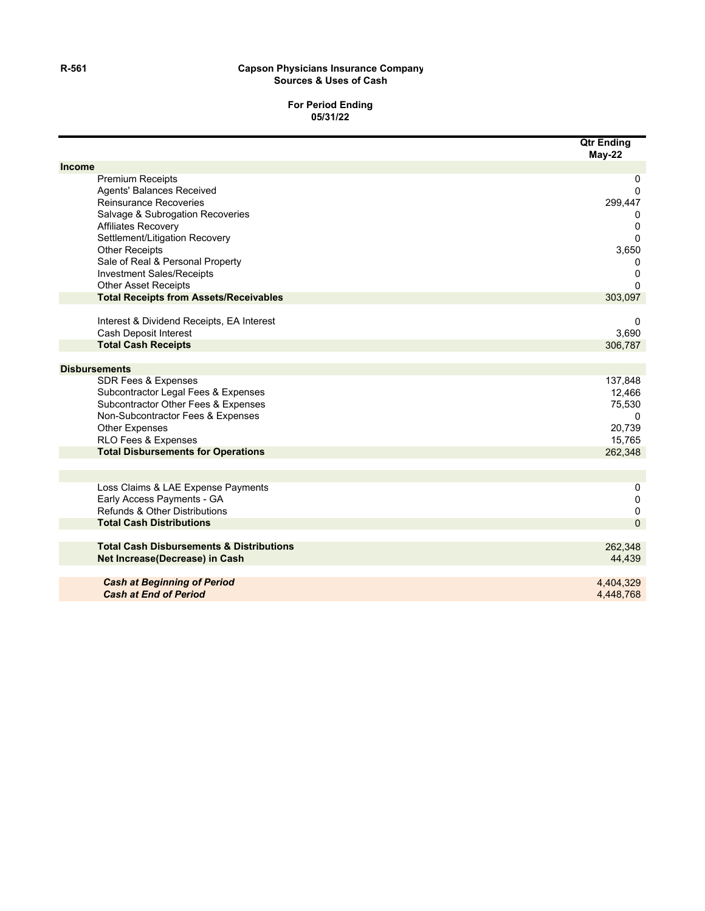R-561

**Capson Physicians Insurance Company**
**Sources & Uses of Cash**

**For Period Ending**
**05/31/22**

| | Qtr Ending May-22 |
|---|---|
| **Income** | |
| Premium Receipts | 0 |
| Agents' Balances Received | 0 |
| Reinsurance Recoveries | 299,447 |
| Salvage & Subrogation Recoveries | 0 |
| Affiliates Recovery | 0 |
| Settlement/Litigation Recovery | 0 |
| Other Receipts | 3,650 |
| Sale of Real & Personal Property | 0 |
| Investment Sales/Receipts | 0 |
| Other Asset Receipts | 0 |
| **Total Receipts from Assets/Receivables** | 303,097 |
| | |
| Interest & Dividend Receipts, EA Interest | 0 |
| Cash Deposit Interest | 3,690 |
| **Total Cash Receipts** | 306,787 |
| | |
| **Disbursements** | |
| SDR Fees & Expenses | 137,848 |
| Subcontractor Legal Fees & Expenses | 12,466 |
| Subcontractor Other Fees & Expenses | 75,530 |
| Non-Subcontractor Fees & Expenses | 0 |
| Other Expenses | 20,739 |
| RLO Fees & Expenses | 15,765 |
| **Total Disbursements for Operations** | 262,348 |
| | |
| Loss Claims & LAE Expense Payments | 0 |
| Early Access Payments - GA | 0 |
| Refunds & Other Distributions | 0 |
| **Total Cash Distributions** | 0 |
| | |
| **Total Cash Disbursements & Distributions** | 262,348 |
| **Net Increase(Decrease) in Cash** | 44,439 |
| | |
| ***Cash at Beginning of Period*** | 4,404,329 |
| ***Cash at End of Period*** | 4,448,768 |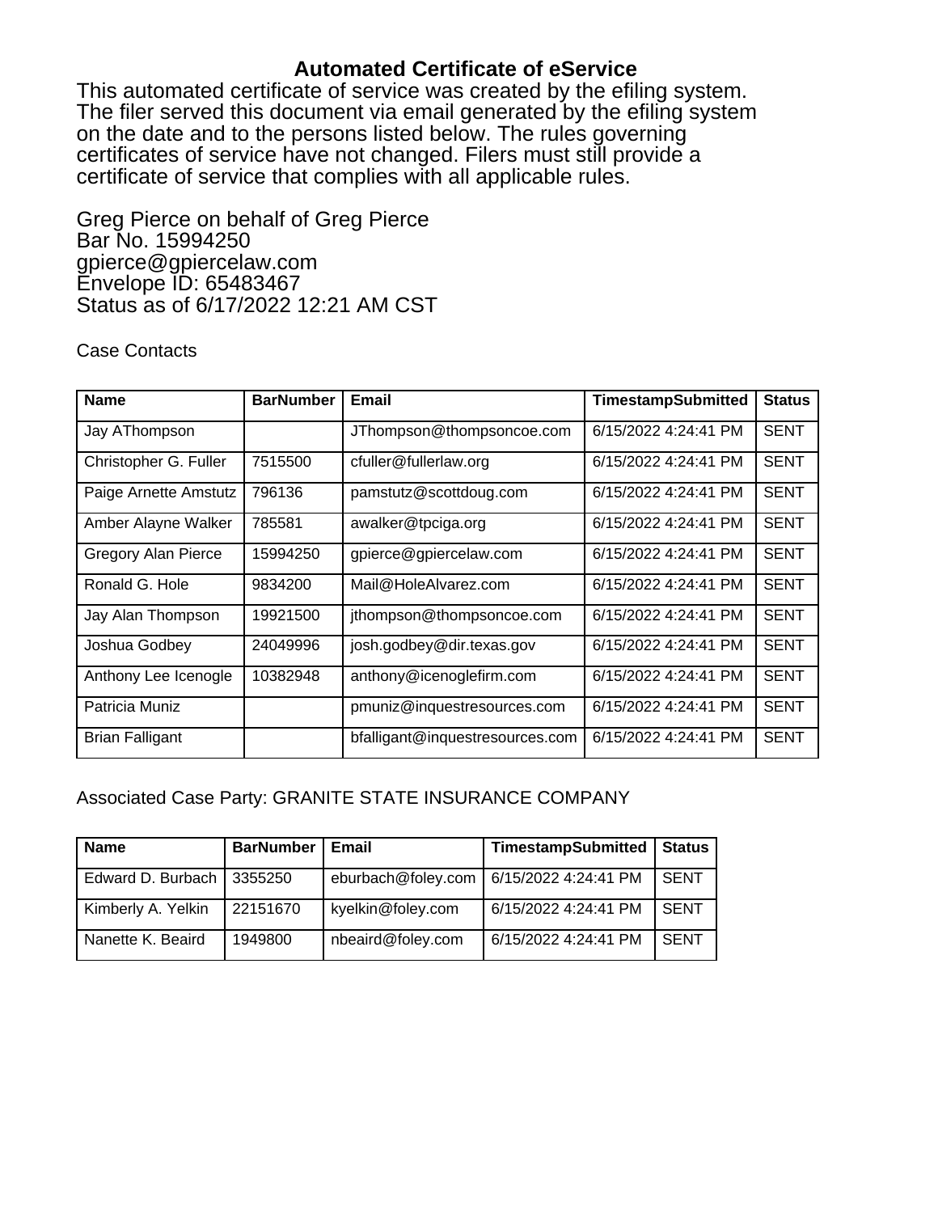# Automated Certificate of eService

This automated certificate of service was created by the efiling system. The filer served this document via email generated by the efiling system on the date and to the persons listed below. The rules governing certificates of service have not changed. Filers must still provide a certificate of service that complies with all applicable rules.

Greg Pierce on behalf of Greg Pierce
Bar No. 15994250
gpierce@gpiercelaw.com
Envelope ID: 65483467
Status as of 6/17/2022 12:21 AM CST

Case Contacts

| Name | BarNumber | Email | TimestampSubmitted | Status |
|---|---|---|---|---|
| Jay AThompson | | JThompson@thompsoncoe.com | 6/15/2022 4:24:41 PM | SENT |
| Christopher G. Fuller | 7515500 | cfuller@fullerlaw.org | 6/15/2022 4:24:41 PM | SENT |
| Paige Arnette Amstutz | 796136 | pamstutz@scottdoug.com | 6/15/2022 4:24:41 PM | SENT |
| Amber Alayne Walker | 785581 | awalker@tpciga.org | 6/15/2022 4:24:41 PM | SENT |
| Gregory Alan Pierce | 15994250 | gpierce@gpiercelaw.com | 6/15/2022 4:24:41 PM | SENT |
| Ronald G. Hole | 9834200 | Mail@HoleAlvarez.com | 6/15/2022 4:24:41 PM | SENT |
| Jay Alan Thompson | 19921500 | jthompson@thompsoncoe.com | 6/15/2022 4:24:41 PM | SENT |
| Joshua Godbey | 24049996 | josh.godbey@dir.texas.gov | 6/15/2022 4:24:41 PM | SENT |
| Anthony Lee Icenogle | 10382948 | anthony@icenoglefirm.com | 6/15/2022 4:24:41 PM | SENT |
| Patricia Muniz | | pmuniz@inquestresources.com | 6/15/2022 4:24:41 PM | SENT |
| Brian Falligant | | bfalligant@inquestresources.com | 6/15/2022 4:24:41 PM | SENT |

Associated Case Party: GRANITE STATE INSURANCE COMPANY

| Name | BarNumber | Email | TimestampSubmitted | Status |
|---|---|---|---|---|
| Edward D. Burbach | 3355250 | eburbach@foley.com | 6/15/2022 4:24:41 PM | SENT |
| Kimberly A. Yelkin | 22151670 | kyelkin@foley.com | 6/15/2022 4:24:41 PM | SENT |
| Nanette K. Beaird | 1949800 | nbeaird@foley.com | 6/15/2022 4:24:41 PM | SENT |